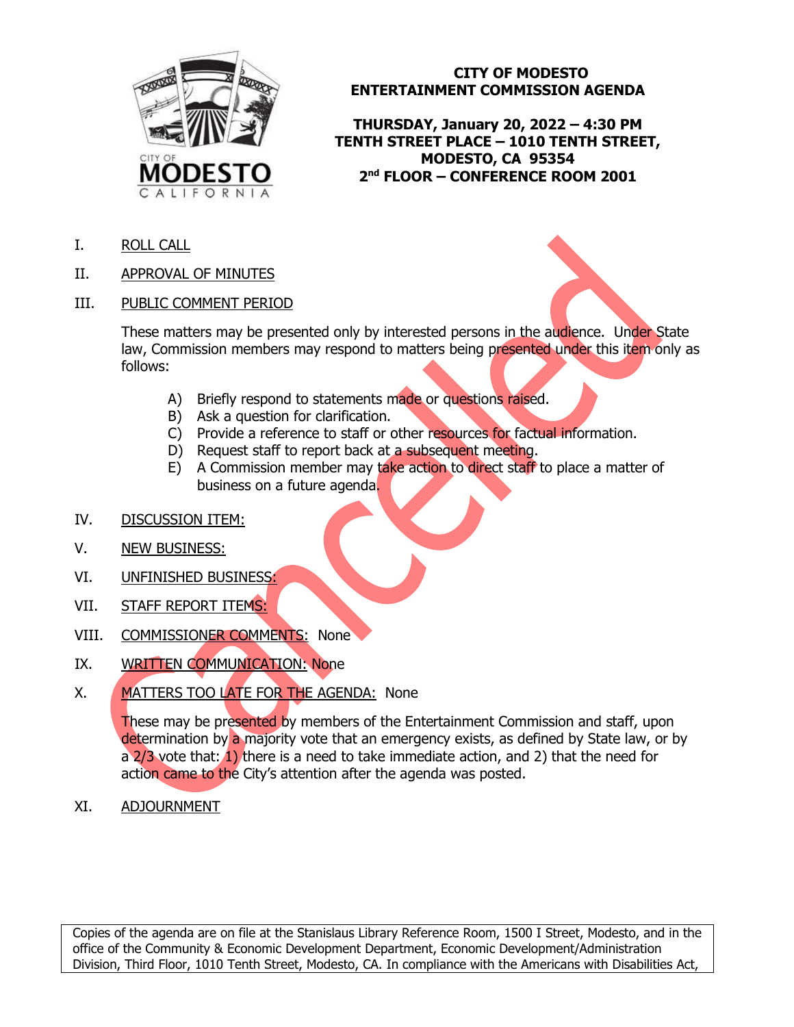# CITY OF MODESTO
# ENTERTAINMENT COMMISSION AGENDA

**THURSDAY, January 20, 2022 – 4:30 PM**
**TENTH STREET PLACE – 1010 TENTH STREET,**
**MODESTO, CA 95354**
**2nd FLOOR – CONFERENCE ROOM 2001**

Cancelled

I. ROLL CALL

II. APPROVAL OF MINUTES

III. PUBLIC COMMENT PERIOD

These matters may be presented only by interested persons in the audience. Under State law, Commission members may respond to matters being presented under this item only as follows:

A) Briefly respond to statements made or questions raised.
B) Ask a question for clarification.
C) Provide a reference to staff or other resources for factual information.
D) Request staff to report back at a subsequent meeting.
E) A Commission member may take action to direct staff to place a matter of business on a future agenda.

IV. DISCUSSION ITEM:

V. NEW BUSINESS:

VI. UNFINISHED BUSINESS:

VII. STAFF REPORT ITEMS:

VIII. COMMISSIONER COMMENTS: None

IX. WRITTEN COMMUNICATION: None

X. MATTERS TOO LATE FOR THE AGENDA: None

These may be presented by members of the Entertainment Commission and staff, upon determination by a majority vote that an emergency exists, as defined by State law, or by a 2/3 vote that: 1) there is a need to take immediate action, and 2) that the need for action came to the City's attention after the agenda was posted.

XI. ADJOURNMENT

Copies of the agenda are on file at the Stanislaus Library Reference Room, 1500 I Street, Modesto, and in the office of the Community & Economic Development Department, Economic Development/Administration Division, Third Floor, 1010 Tenth Street, Modesto, CA. In compliance with the Americans with Disabilities Act,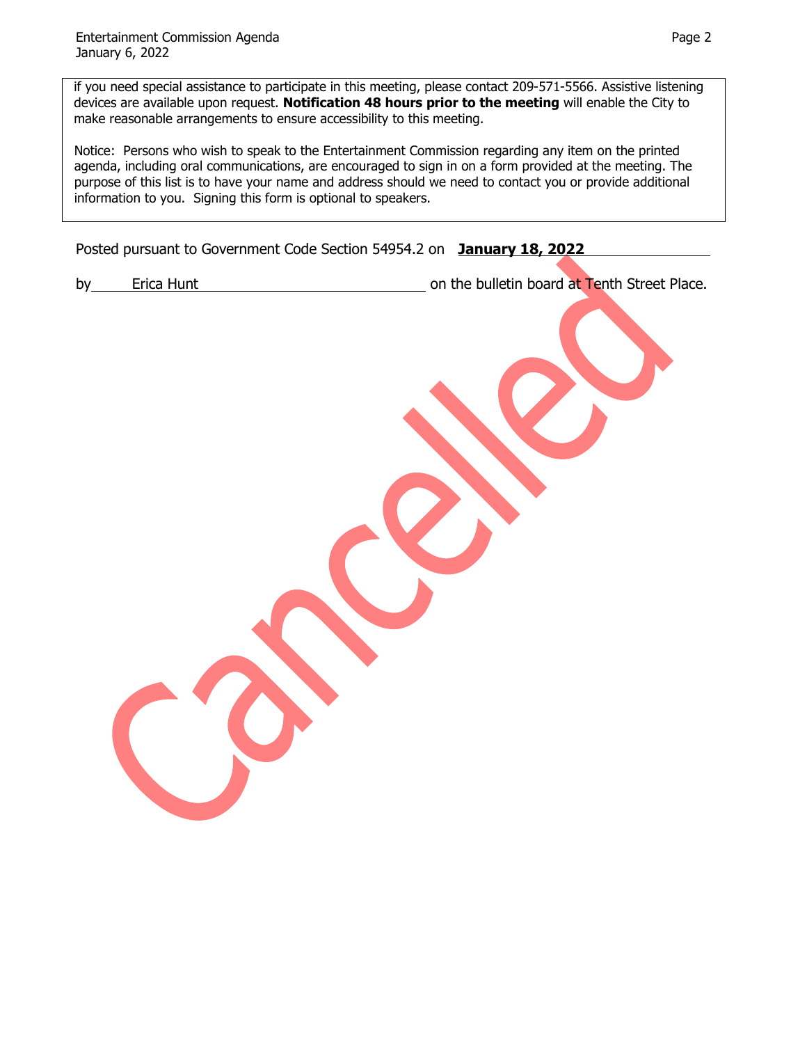if you need special assistance to participate in this meeting, please contact 209-571-5566. Assistive listening devices are available upon request. **Notification 48 hours prior to the meeting** will enable the City to make reasonable arrangements to ensure accessibility to this meeting.

Notice: Persons who wish to speak to the Entertainment Commission regarding any item on the printed agenda, including oral communications, are encouraged to sign in on a form provided at the meeting. The purpose of this list is to have your name and address should we need to contact you or provide additional information to you. Signing this form is optional to speakers.

Posted pursuant to Government Code Section 54954.2 on **January 18, 2022**

by Erica Hunt on the bulletin board at Tenth Street Place.

Cancelled